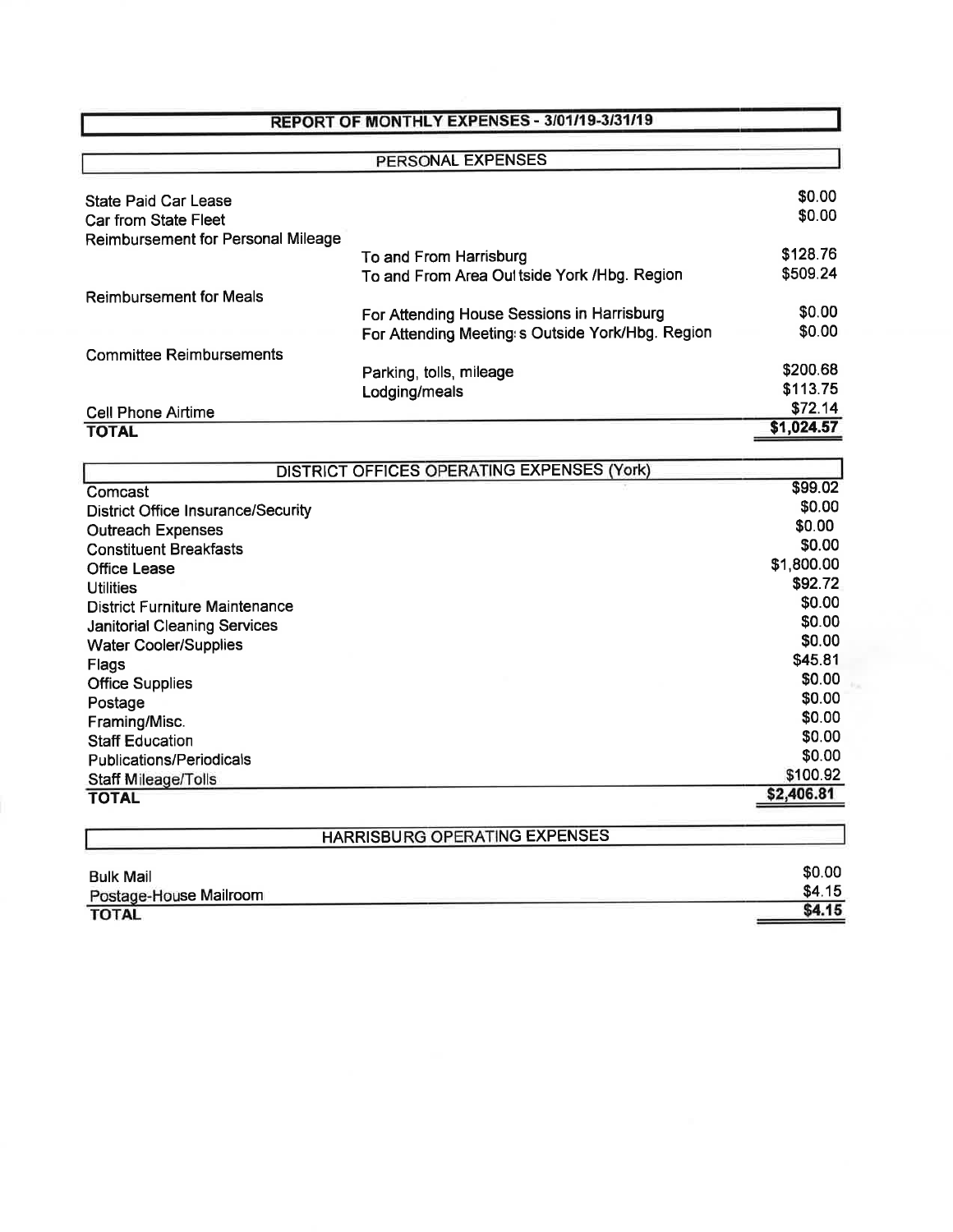# REPORT OF MONTHLY EXPENSES - 3/01/19-3/31/19

## PERSONAL EXPENSES

| | | |
|---|---|---|
| State Paid Car Lease | | $0.00 |
| Car from State Fleet | | $0.00 |
| Reimbursement for Personal Mileage | | |
| | To and From Harrisburg | $128.76 |
| | To and From Area Oultside York /Hbg. Region | $509.24 |
| Reimbursement for Meals | | |
| | For Attending House Sessions in Harrisburg | $0.00 |
| | For Attending Meeting: s Outside York/Hbg. Region | $0.00 |
| Committee Reimbursements | | |
| | Parking, tolls, mileage | $200.68 |
| | Lodging/meals | $113.75 |
| Cell Phone Airtime | | $72.14 |
| **TOTAL** | | **$1,024.57** |

## DISTRICT OFFICES OPERATING EXPENSES (York)

| | |
|---|---|
| Comcast | $99.02 |
| District Office Insurance/Security | $0.00 |
| Outreach Expenses | $0.00 |
| Constituent Breakfasts | $0.00 |
| Office Lease | $1,800.00 |
| Utilities | $92.72 |
| District Furniture Maintenance | $0.00 |
| Janitorial Cleaning Services | $0.00 |
| Water Cooler/Supplies | $0.00 |
| Flags | $45.81 |
| Office Supplies | $0.00 |
| Postage | $0.00 |
| Framing/Misc. | $0.00 |
| Staff Education | $0.00 |
| Publications/Periodicals | $0.00 |
| Staff Mileage/Tolls | $100.92 |
| **TOTAL** | **$2,406.81** |

## HARRISBURG OPERATING EXPENSES

| | |
|---|---|
| Bulk Mail | $0.00 |
| Postage-House Mailroom | $4.15 |
| **TOTAL** | **$4.15** |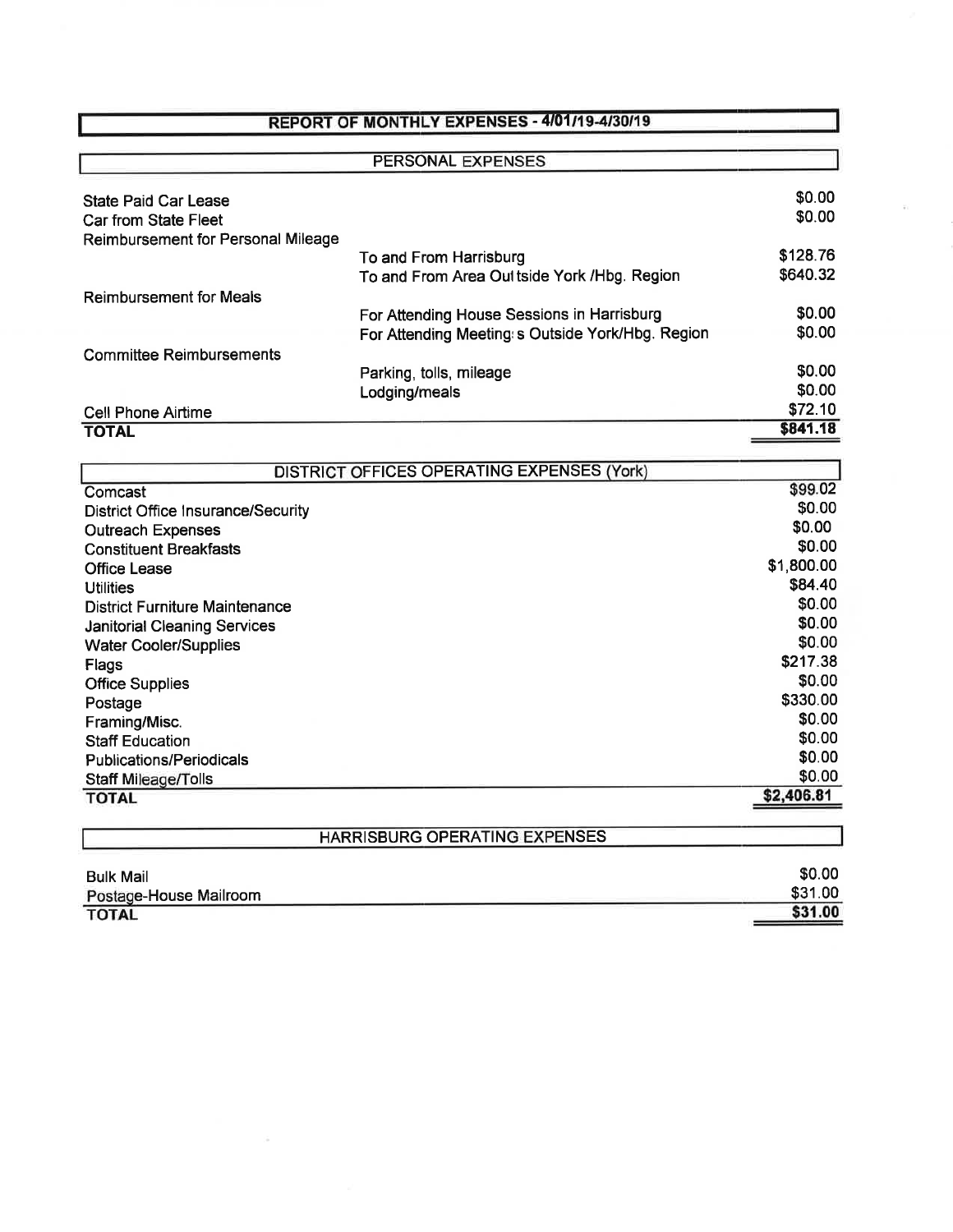# REPORT OF MONTHLY EXPENSES - 4/01/19-4/30/19

## PERSONAL EXPENSES

| | | |
|---|---|---|
| State Paid Car Lease | | $0.00 |
| Car from State Fleet | | $0.00 |
| Reimbursement for Personal Mileage | | |
| | To and From Harrisburg | $128.76 |
| | To and From Area Outside York /Hbg. Region | $640.32 |
| Reimbursement for Meals | | |
| | For Attending House Sessions in Harrisburg | $0.00 |
| | For Attending Meetings Outside York/Hbg. Region | $0.00 |
| Committee Reimbursements | | |
| | Parking, tolls, mileage | $0.00 |
| | Lodging/meals | $0.00 |
| Cell Phone Airtime | | $72.10 |
| **TOTAL** | | **$841.18** |

## DISTRICT OFFICES OPERATING EXPENSES (York)

| | |
|---|---|
| Comcast | $99.02 |
| District Office Insurance/Security | $0.00 |
| Outreach Expenses | $0.00 |
| Constituent Breakfasts | $0.00 |
| Office Lease | $1,800.00 |
| Utilities | $84.40 |
| District Furniture Maintenance | $0.00 |
| Janitorial Cleaning Services | $0.00 |
| Water Cooler/Supplies | $0.00 |
| Flags | $217.38 |
| Office Supplies | $0.00 |
| Postage | $330.00 |
| Framing/Misc. | $0.00 |
| Staff Education | $0.00 |
| Publications/Periodicals | $0.00 |
| Staff Mileage/Tolls | $0.00 |
| **TOTAL** | **$2,406.81** |

## HARRISBURG OPERATING EXPENSES

| | |
|---|---|
| Bulk Mail | $0.00 |
| Postage-House Mailroom | $31.00 |
| **TOTAL** | **$31.00** |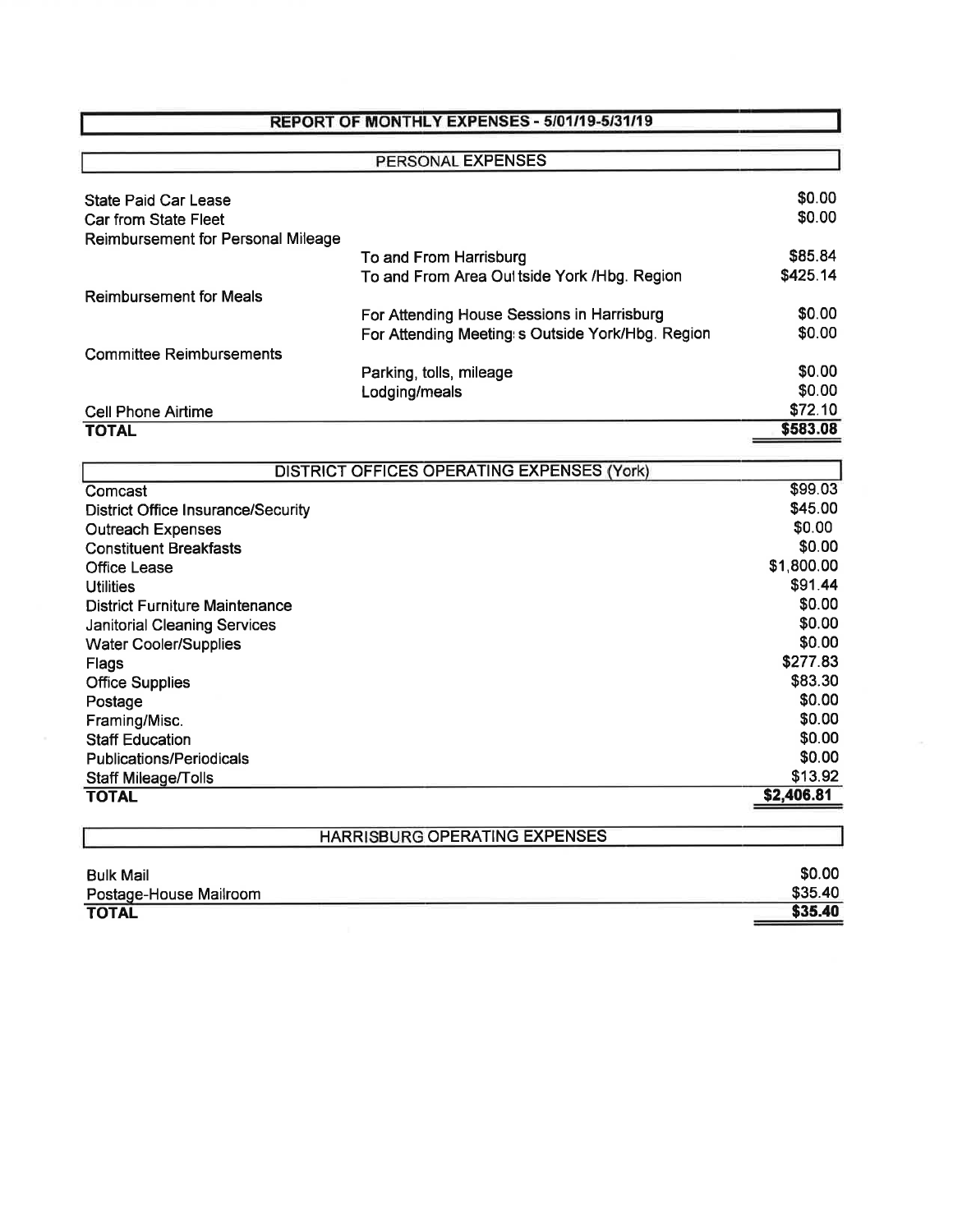# REPORT OF MONTHLY EXPENSES - 5/01/19-5/31/19

## PERSONAL EXPENSES

| | | |
|---|---|---|
| State Paid Car Lease | | $0.00 |
| Car from State Fleet | | $0.00 |
| Reimbursement for Personal Mileage | | |
| | To and From Harrisburg | $85.84 |
| | To and From Area Outtside York /Hbg. Region | $425.14 |
| Reimbursement for Meals | | |
| | For Attending House Sessions in Harrisburg | $0.00 |
| | For Attending Meetings Outside York/Hbg. Region | $0.00 |
| Committee Reimbursements | | |
| | Parking, tolls, mileage | $0.00 |
| | Lodging/meals | $0.00 |
| Cell Phone Airtime | | $72.10 |
| **TOTAL** | | **$583.08** |

## DISTRICT OFFICES OPERATING EXPENSES (York)

| | |
|---|---|
| Comcast | $99.03 |
| District Office Insurance/Security | $45.00 |
| Outreach Expenses | $0.00 |
| Constituent Breakfasts | $0.00 |
| Office Lease | $1,800.00 |
| Utilities | $91.44 |
| District Furniture Maintenance | $0.00 |
| Janitorial Cleaning Services | $0.00 |
| Water Cooler/Supplies | $0.00 |
| Flags | $277.83 |
| Office Supplies | $83.30 |
| Postage | $0.00 |
| Framing/Misc. | $0.00 |
| Staff Education | $0.00 |
| Publications/Periodicals | $0.00 |
| Staff Mileage/Tolls | $13.92 |
| **TOTAL** | **$2,406.81** |

## HARRISBURG OPERATING EXPENSES

| | |
|---|---|
| Bulk Mail | $0.00 |
| Postage-House Mailroom | $35.40 |
| **TOTAL** | **$35.40** |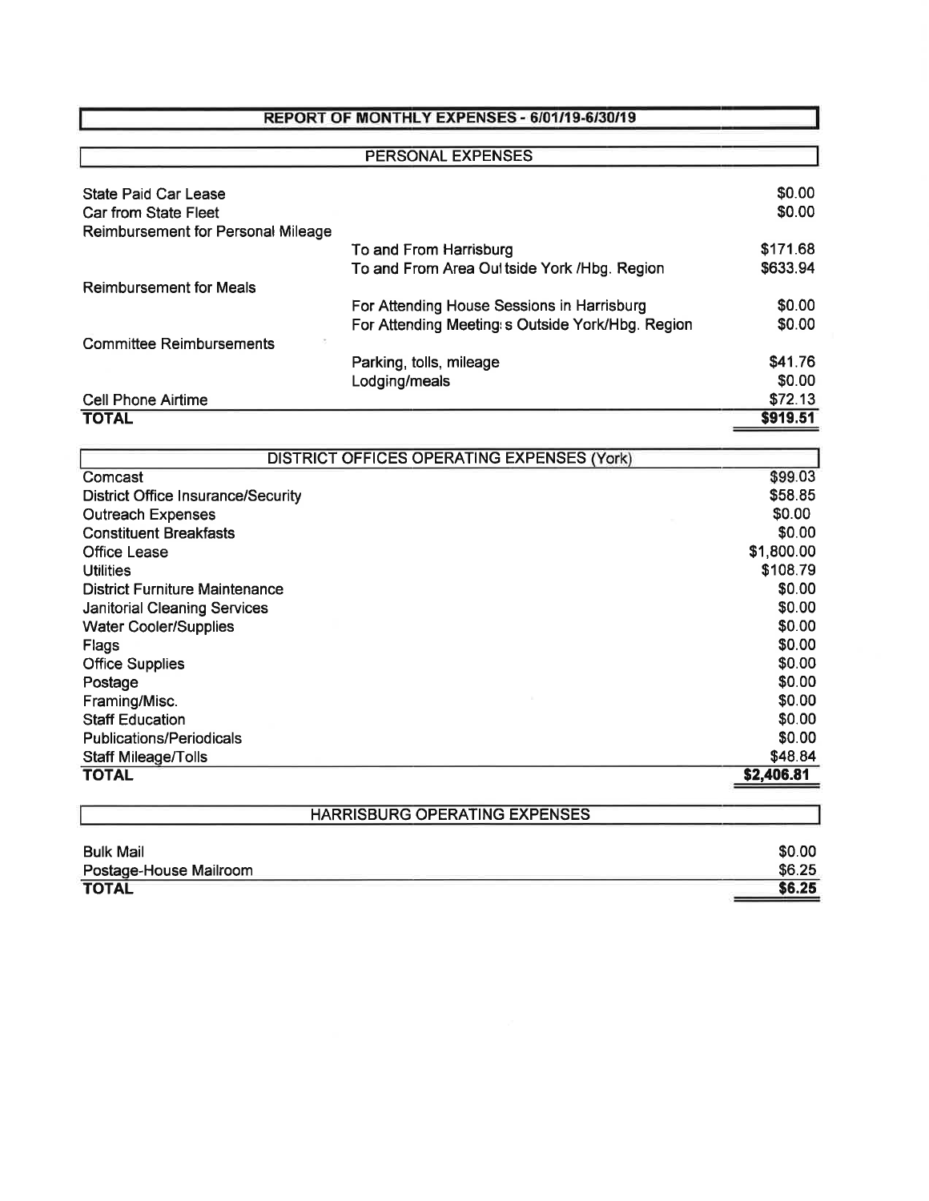## REPORT OF MONTHLY EXPENSES - 6/01/19-6/30/19

### PERSONAL EXPENSES

| | | |
|---|---|---|
| State Paid Car Lease | | $0.00 |
| Car from State Fleet | | $0.00 |
| Reimbursement for Personal Mileage | | |
| | To and From Harrisburg | $171.68 |
| | To and From Area Outside York /Hbg. Region | $633.94 |
| Reimbursement for Meals | | |
| | For Attending House Sessions in Harrisburg | $0.00 |
| | For Attending Meetings Outside York/Hbg. Region | $0.00 |
| Committee Reimbursements | | |
| | Parking, tolls, mileage | $41.76 |
| | Lodging/meals | $0.00 |
| Cell Phone Airtime | | $72.13 |
| **TOTAL** | | **$919.51** |

### DISTRICT OFFICES OPERATING EXPENSES (York)

| | |
|---|---|
| Comcast | $99.03 |
| District Office Insurance/Security | $58.85 |
| Outreach Expenses | $0.00 |
| Constituent Breakfasts | $0.00 |
| Office Lease | $1,800.00 |
| Utilities | $108.79 |
| District Furniture Maintenance | $0.00 |
| Janitorial Cleaning Services | $0.00 |
| Water Cooler/Supplies | $0.00 |
| Flags | $0.00 |
| Office Supplies | $0.00 |
| Postage | $0.00 |
| Framing/Misc. | $0.00 |
| Staff Education | $0.00 |
| Publications/Periodicals | $0.00 |
| Staff Mileage/Tolls | $48.84 |
| **TOTAL** | **$2,406.81** |

### HARRISBURG OPERATING EXPENSES

| | |
|---|---|
| Bulk Mail | $0.00 |
| Postage-House Mailroom | $6.25 |
| **TOTAL** | **$6.25** |